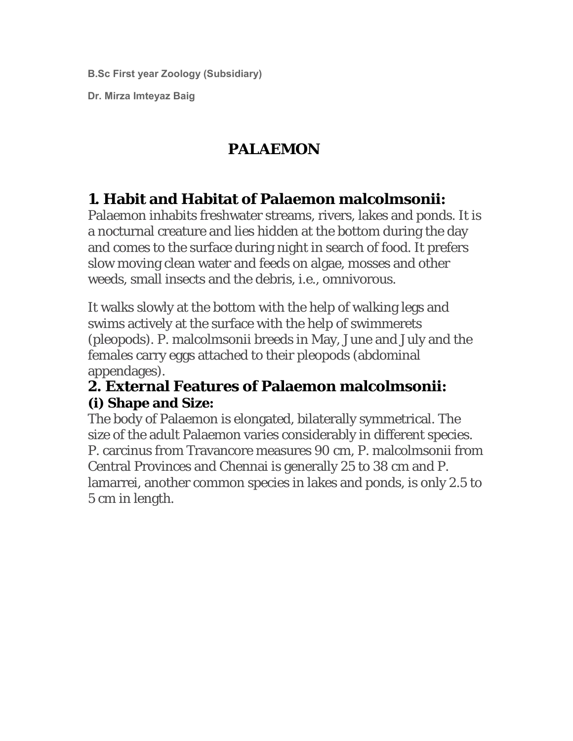**B.Sc First year Zoology (Subsidiary)**

**Dr. Mirza Imteyaz Baig**

# PALAEMON

## 1. Habit and Habitat of Palaemon malcolmsonii:

Palaemon inhabits freshwater streams, rivers, lakes and ponds. It is a nocturnal creature and lies hidden at the bottom during the day and comes to the surface during night in search of food. It prefers slow moving clean water and feeds on algae, mosses and other weeds, small insects and the debris, i.e., omnivorous.

It walks slowly at the bottom with the help of walking legs and swims actively at the surface with the help of swimmerets (pleopods). P. malcolmsonii breeds in May, June and July and the females carry eggs attached to their pleopods (abdominal appendages).

## 2. External Features of Palaemon malcolmsonii:

### (i) Shape and Size:

The body of Palaemon is elongated, bilaterally symmetrical. The size of the adult Palaemon varies considerably in different species. P. carcinus from Travancore measures 90 cm, P. malcolmsonii from Central Provinces and Chennai is generally 25 to 38 cm and P. lamarrei, another common species in lakes and ponds, is only 2.5 to 5 cm in length.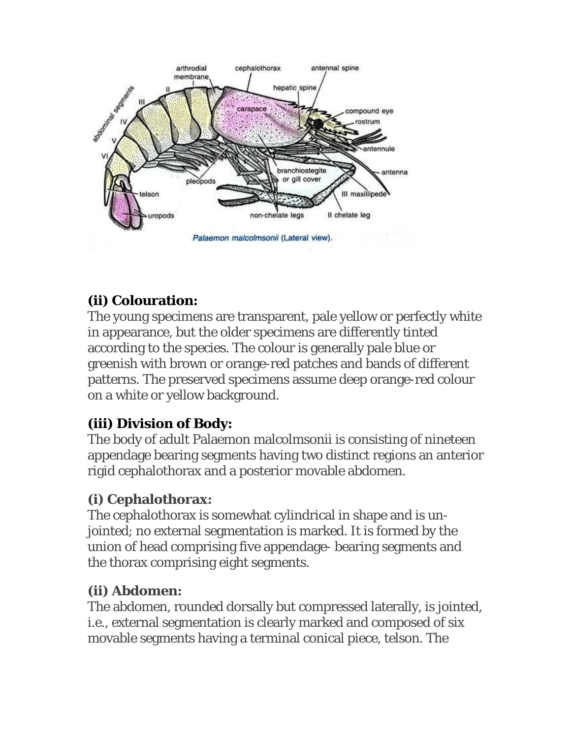Palaemon malcolmsonii (Lateral view).

### (ii) Colouration:

The young specimens are transparent, pale yellow or perfectly white in appearance, but the older specimens are differently tinted according to the species. The colour is generally pale blue or greenish with brown or orange-red patches and bands of different patterns. The preserved specimens assume deep orange-red colour on a white or yellow background.

### (iii) Division of Body:

The body of adult Palaemon malcolmsonii is consisting of nineteen appendage bearing segments having two distinct regions an anterior rigid cephalothorax and a posterior movable abdomen.

### (i) Cephalothorax:

The cephalothorax is somewhat cylindrical in shape and is un-jointed; no external segmentation is marked. It is formed by the union of head comprising five appendage- bearing segments and the thorax comprising eight segments.

### (ii) Abdomen:

The abdomen, rounded dorsally but compressed laterally, is jointed, i.e., external segmentation is clearly marked and composed of six movable segments having a terminal conical piece, telson. The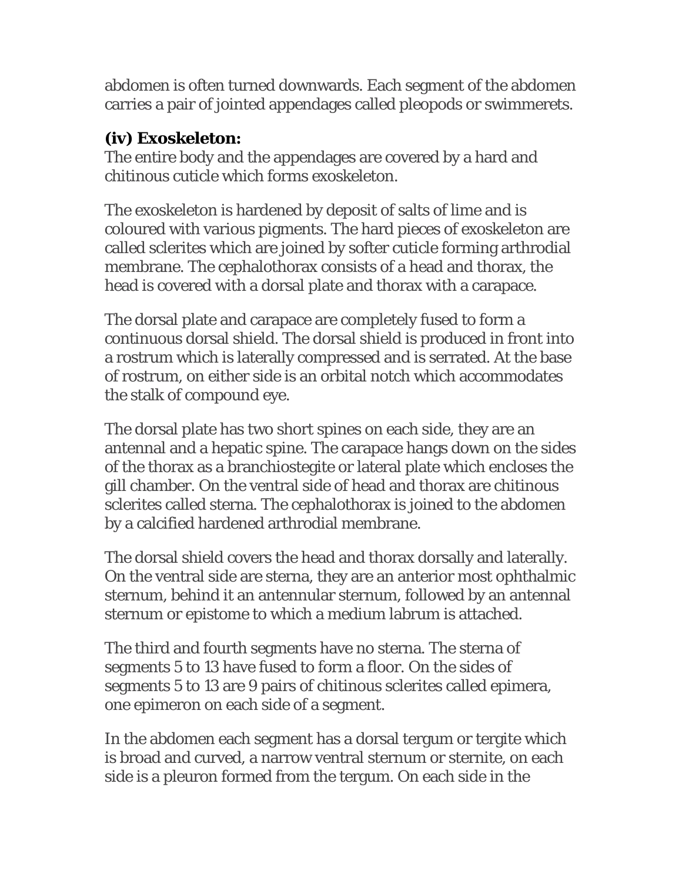abdomen is often turned downwards. Each segment of the abdomen carries a pair of jointed appendages called pleopods or swimmerets.

**(iv) Exoskeleton:**

The entire body and the appendages are covered by a hard and chitinous cuticle which forms exoskeleton.

The exoskeleton is hardened by deposit of salts of lime and is coloured with various pigments. The hard pieces of exoskeleton are called sclerites which are joined by softer cuticle forming arthrodial membrane. The cephalothorax consists of a head and thorax, the head is covered with a dorsal plate and thorax with a carapace.

The dorsal plate and carapace are completely fused to form a continuous dorsal shield. The dorsal shield is produced in front into a rostrum which is laterally compressed and is serrated. At the base of rostrum, on either side is an orbital notch which accommodates the stalk of compound eye.

The dorsal plate has two short spines on each side, they are an antennal and a hepatic spine. The carapace hangs down on the sides of the thorax as a branchiostegite or lateral plate which encloses the gill chamber. On the ventral side of head and thorax are chitinous sclerites called sterna. The cephalothorax is joined to the abdomen by a calcified hardened arthrodial membrane.

The dorsal shield covers the head and thorax dorsally and laterally. On the ventral side are sterna, they are an anterior most ophthalmic sternum, behind it an antennular sternum, followed by an antennal sternum or epistome to which a medium labrum is attached.

The third and fourth segments have no sterna. The sterna of segments 5 to 13 have fused to form a floor. On the sides of segments 5 to 13 are 9 pairs of chitinous sclerites called epimera, one epimeron on each side of a segment.

In the abdomen each segment has a dorsal tergum or tergite which is broad and curved, a narrow ventral sternum or sternite, on each side is a pleuron formed from the tergum. On each side in the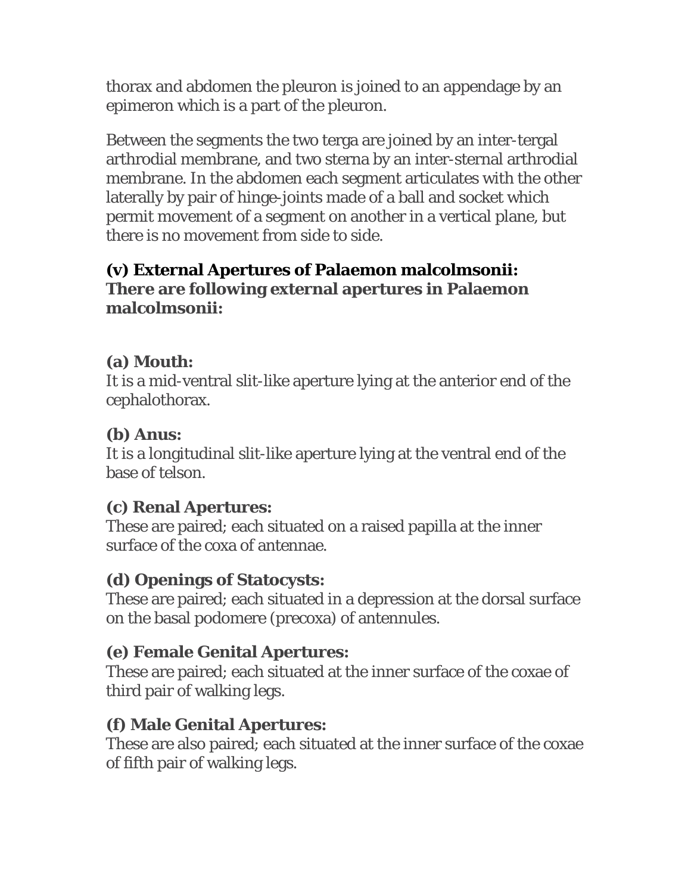thorax and abdomen the pleuron is joined to an appendage by an epimeron which is a part of the pleuron.

Between the segments the two terga are joined by an inter-tergal arthrodial membrane, and two sterna by an inter-sternal arthrodial membrane. In the abdomen each segment articulates with the other laterally by pair of hinge-joints made of a ball and socket which permit movement of a segment on another in a vertical plane, but there is no movement from side to side.

### (v) External Apertures of Palaemon malcolmsonii:

**There are following external apertures in Palaemon malcolmsonii:**

#### (a) Mouth:

It is a mid-ventral slit-like aperture lying at the anterior end of the cephalothorax.

#### (b) Anus:

It is a longitudinal slit-like aperture lying at the ventral end of the base of telson.

#### (c) Renal Apertures:

These are paired; each situated on a raised papilla at the inner surface of the coxa of antennae.

#### (d) Openings of Statocysts:

These are paired; each situated in a depression at the dorsal surface on the basal podomere (precoxa) of antennules.

#### (e) Female Genital Apertures:

These are paired; each situated at the inner surface of the coxae of third pair of walking legs.

#### (f) Male Genital Apertures:

These are also paired; each situated at the inner surface of the coxae of fifth pair of walking legs.